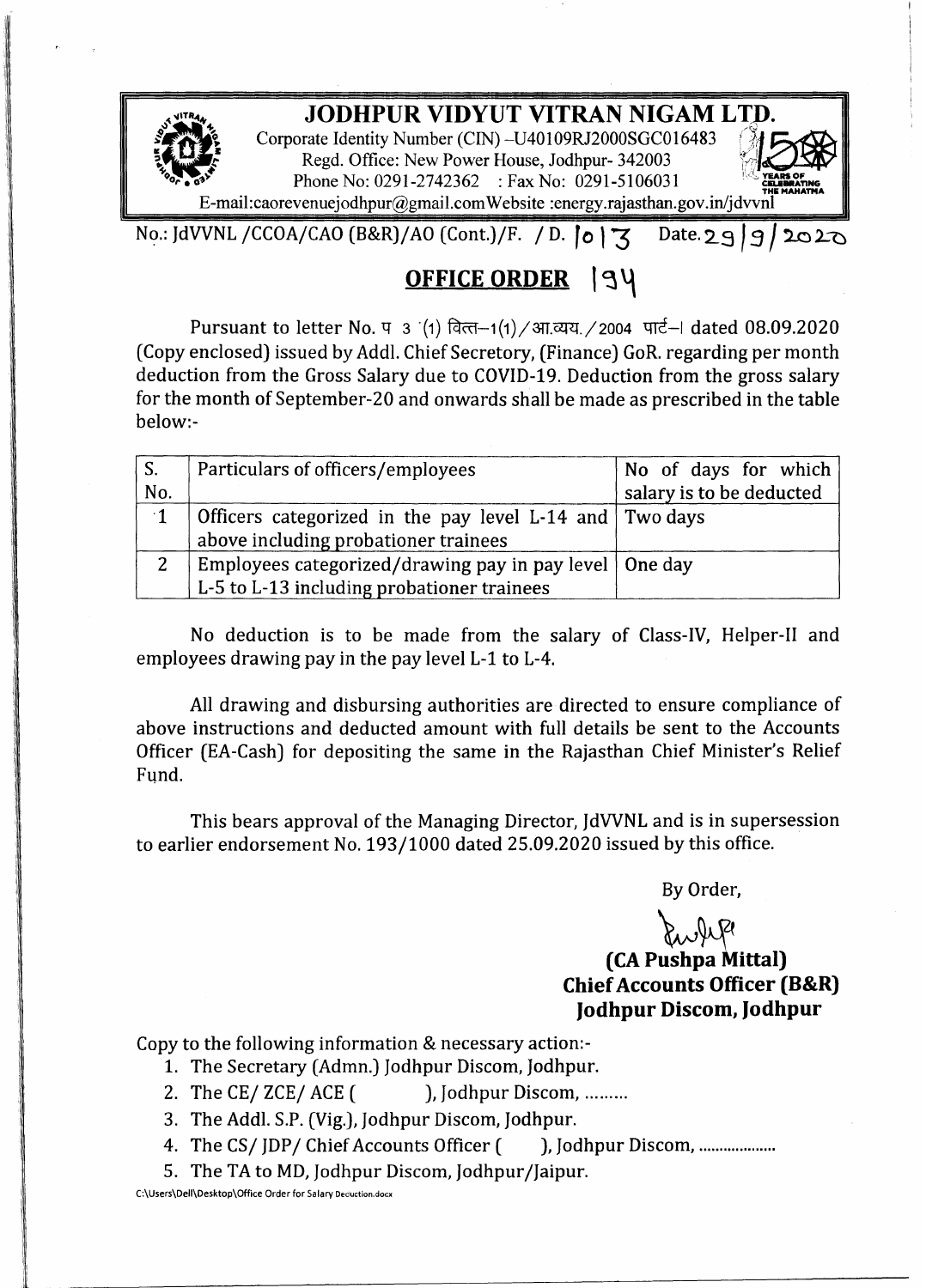# JODHPUR VIDYUT VITRAN NIGAM LTD.

Corporate Identity Number (CIN) –U40109RJ2000SGC016483
Regd. Office: New Power House, Jodhpur- 342003
Phone No: 0291-2742362 : Fax No: 0291-5106031
E-mail:caorevenuejodhpur@gmail.com Website :energy.rajasthan.gov.in/jdvvnl

No.: JdVVNL /CCOA/CAO (B&R)/AO (Cont.)/F. / D. 1013 Date. 29/9/2020

## OFFICE ORDER 194

Pursuant to letter No. प 3 (1) वित्त–1(1)/आ.व्यय./2004 पार्ट–I dated 08.09.2020 (Copy enclosed) issued by Addl. Chief Secretory, (Finance) GoR. regarding per month deduction from the Gross Salary due to COVID-19. Deduction from the gross salary for the month of September-20 and onwards shall be made as prescribed in the table below:-

| S. No. | Particulars of officers/employees | No of days for which salary is to be deducted |
|---|---|---|
| 1 | Officers categorized in the pay level L-14 and above including probationer trainees | Two days |
| 2 | Employees categorized/drawing pay in pay level L-5 to L-13 including probationer trainees | One day |

No deduction is to be made from the salary of Class-IV, Helper-II and employees drawing pay in the pay level L-1 to L-4.

All drawing and disbursing authorities are directed to ensure compliance of above instructions and deducted amount with full details be sent to the Accounts Officer (EA-Cash) for depositing the same in the Rajasthan Chief Minister's Relief Fund.

This bears approval of the Managing Director, JdVVNL and is in supersession to earlier endorsement No. 193/1000 dated 25.09.2020 issued by this office.

By Order,

**(CA Pushpa Mittal)**
**Chief Accounts Officer (B&R)**
**Jodhpur Discom, Jodhpur**

Copy to the following information & necessary action:-

1. The Secretary (Admn.) Jodhpur Discom, Jodhpur.
2. The CE/ ZCE/ ACE ( ), Jodhpur Discom, .........
3. The Addl. S.P. (Vig.), Jodhpur Discom, Jodhpur.
4. The CS/ JDP/ Chief Accounts Officer ( ), Jodhpur Discom, ..................
5. The TA to MD, Jodhpur Discom, Jodhpur/Jaipur.

C:\Users\Dell\Desktop\Office Order for Salary Deduction.docx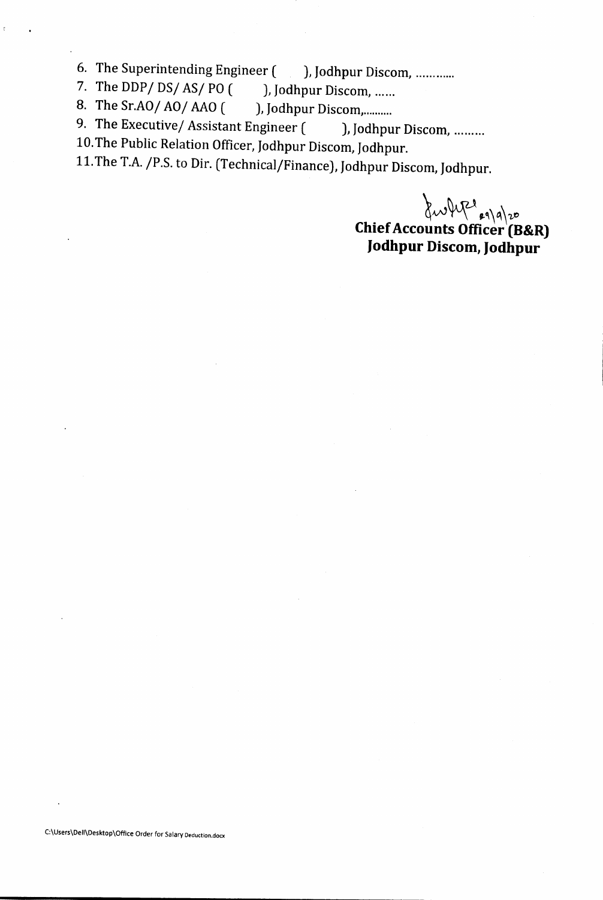6. The Superintending Engineer (     ), Jodhpur Discom, ............
7. The DDP/ DS/ AS/ PO (     ), Jodhpur Discom, ......
8. The Sr.AO/ AO/ AAO (     ), Jodhpur Discom,..........
9. The Executive/ Assistant Engineer (     ), Jodhpur Discom, .........
10. The Public Relation Officer, Jodhpur Discom, Jodhpur.
11. The T.A. /P.S. to Dir. (Technical/Finance), Jodhpur Discom, Jodhpur.

29/9/20

**Chief Accounts Officer (B&R)**
**Jodhpur Discom, Jodhpur**

C:\Users\Dell\Desktop\Office Order for Salary Deduction.docx